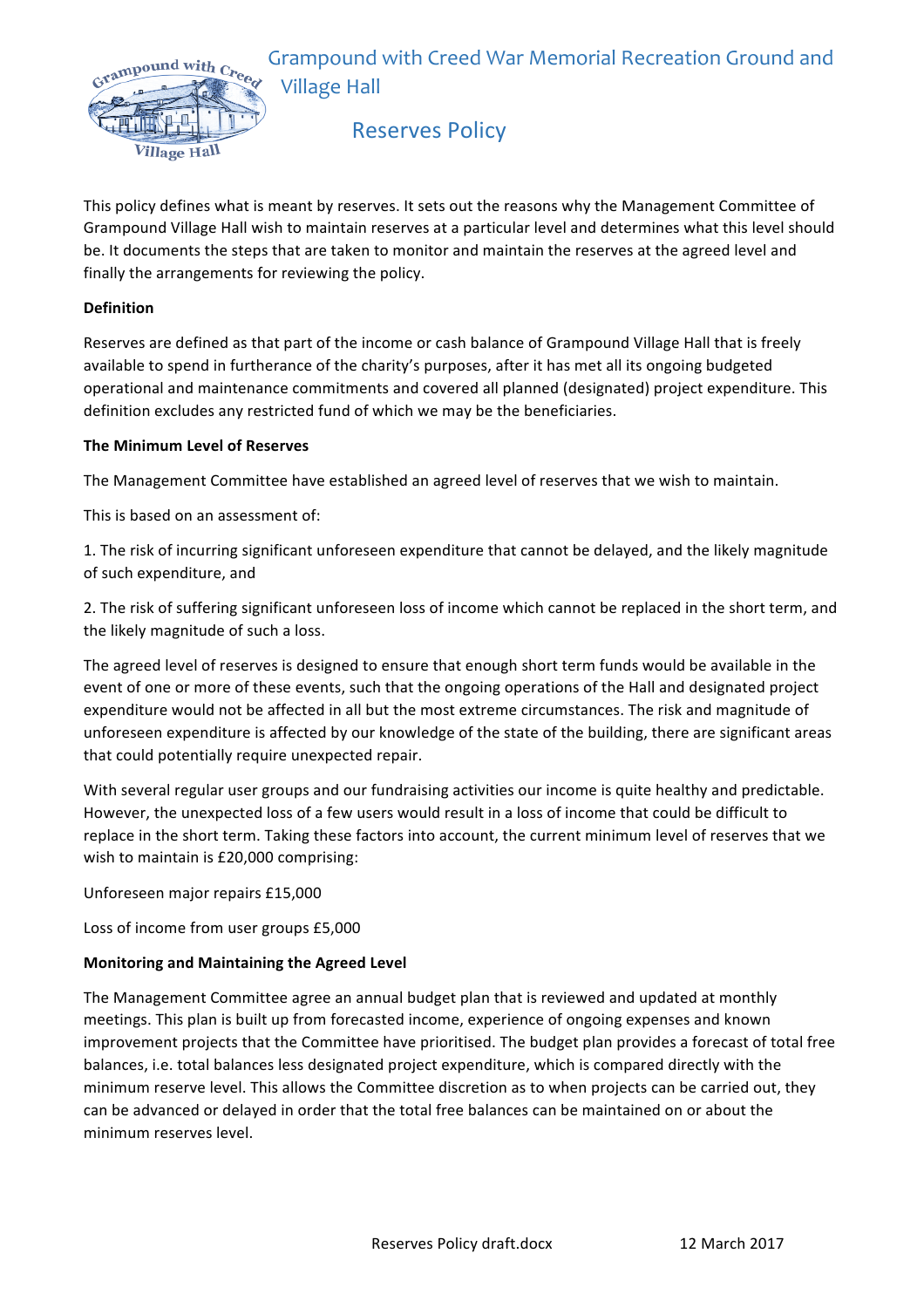# Grampound with Creed War Memorial Recreation Ground and Village Hall

## Reserves Policy

This policy defines what is meant by reserves. It sets out the reasons why the Management Committee of Grampound Village Hall wish to maintain reserves at a particular level and determines what this level should be. It documents the steps that are taken to monitor and maintain the reserves at the agreed level and finally the arrangements for reviewing the policy.

**Definition**

Reserves are defined as that part of the income or cash balance of Grampound Village Hall that is freely available to spend in furtherance of the charity's purposes, after it has met all its ongoing budgeted operational and maintenance commitments and covered all planned (designated) project expenditure. This definition excludes any restricted fund of which we may be the beneficiaries.

**The Minimum Level of Reserves**

The Management Committee have established an agreed level of reserves that we wish to maintain.

This is based on an assessment of:

1. The risk of incurring significant unforeseen expenditure that cannot be delayed, and the likely magnitude of such expenditure, and

2. The risk of suffering significant unforeseen loss of income which cannot be replaced in the short term, and the likely magnitude of such a loss.

The agreed level of reserves is designed to ensure that enough short term funds would be available in the event of one or more of these events, such that the ongoing operations of the Hall and designated project expenditure would not be affected in all but the most extreme circumstances. The risk and magnitude of unforeseen expenditure is affected by our knowledge of the state of the building, there are significant areas that could potentially require unexpected repair.

With several regular user groups and our fundraising activities our income is quite healthy and predictable. However, the unexpected loss of a few users would result in a loss of income that could be difficult to replace in the short term. Taking these factors into account, the current minimum level of reserves that we wish to maintain is £20,000 comprising:

Unforeseen major repairs £15,000

Loss of income from user groups £5,000

**Monitoring and Maintaining the Agreed Level**

The Management Committee agree an annual budget plan that is reviewed and updated at monthly meetings. This plan is built up from forecasted income, experience of ongoing expenses and known improvement projects that the Committee have prioritised. The budget plan provides a forecast of total free balances, i.e. total balances less designated project expenditure, which is compared directly with the minimum reserve level. This allows the Committee discretion as to when projects can be carried out, they can be advanced or delayed in order that the total free balances can be maintained on or about the minimum reserves level.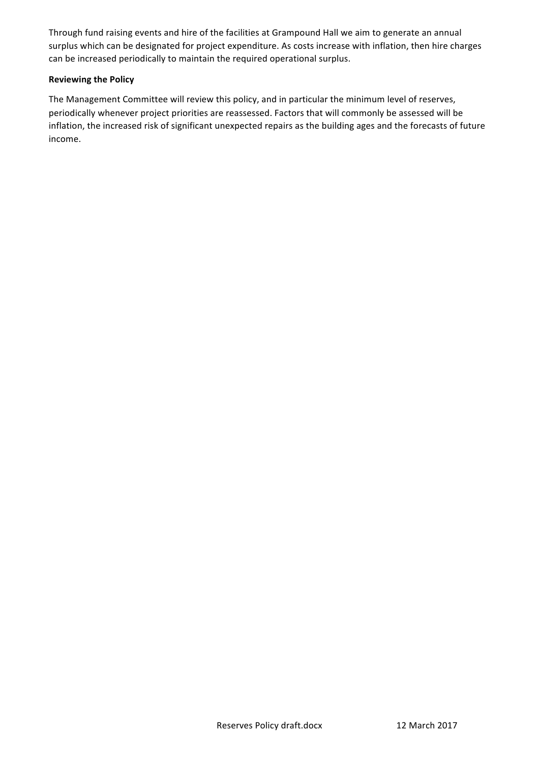Through fund raising events and hire of the facilities at Grampound Hall we aim to generate an annual surplus which can be designated for project expenditure. As costs increase with inflation, then hire charges can be increased periodically to maintain the required operational surplus.

**Reviewing the Policy**

The Management Committee will review this policy, and in particular the minimum level of reserves, periodically whenever project priorities are reassessed. Factors that will commonly be assessed will be inflation, the increased risk of significant unexpected repairs as the building ages and the forecasts of future income.